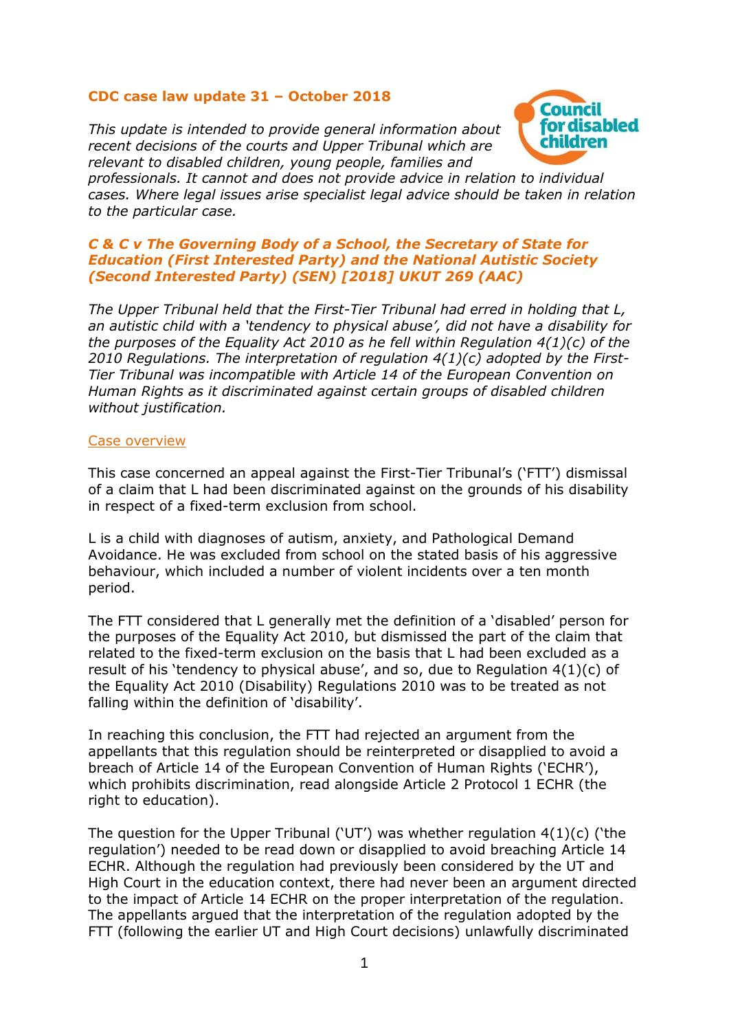**CDC case law update 31 – October 2018**

*This update is intended to provide general information about recent decisions of the courts and Upper Tribunal which are relevant to disabled children, young people, families and professionals. It cannot and does not provide advice in relation to individual cases. Where legal issues arise specialist legal advice should be taken in relation to the particular case.*

***C & C v The Governing Body of a School, the Secretary of State for Education (First Interested Party) and the National Autistic Society (Second Interested Party) (SEN) [2018] UKUT 269 (AAC)***

*The Upper Tribunal held that the First-Tier Tribunal had erred in holding that L, an autistic child with a 'tendency to physical abuse', did not have a disability for the purposes of the Equality Act 2010 as he fell within Regulation 4(1)(c) of the 2010 Regulations. The interpretation of regulation 4(1)(c) adopted by the First-Tier Tribunal was incompatible with Article 14 of the European Convention on Human Rights as it discriminated against certain groups of disabled children without justification.*

Case overview

This case concerned an appeal against the First-Tier Tribunal's ('FTT') dismissal of a claim that L had been discriminated against on the grounds of his disability in respect of a fixed-term exclusion from school.

L is a child with diagnoses of autism, anxiety, and Pathological Demand Avoidance. He was excluded from school on the stated basis of his aggressive behaviour, which included a number of violent incidents over a ten month period.

The FTT considered that L generally met the definition of a 'disabled' person for the purposes of the Equality Act 2010, but dismissed the part of the claim that related to the fixed-term exclusion on the basis that L had been excluded as a result of his 'tendency to physical abuse', and so, due to Regulation 4(1)(c) of the Equality Act 2010 (Disability) Regulations 2010 was to be treated as not falling within the definition of 'disability'.

In reaching this conclusion, the FTT had rejected an argument from the appellants that this regulation should be reinterpreted or disapplied to avoid a breach of Article 14 of the European Convention of Human Rights ('ECHR'), which prohibits discrimination, read alongside Article 2 Protocol 1 ECHR (the right to education).

The question for the Upper Tribunal ('UT') was whether regulation 4(1)(c) ('the regulation') needed to be read down or disapplied to avoid breaching Article 14 ECHR. Although the regulation had previously been considered by the UT and High Court in the education context, there had never been an argument directed to the impact of Article 14 ECHR on the proper interpretation of the regulation. The appellants argued that the interpretation of the regulation adopted by the FTT (following the earlier UT and High Court decisions) unlawfully discriminated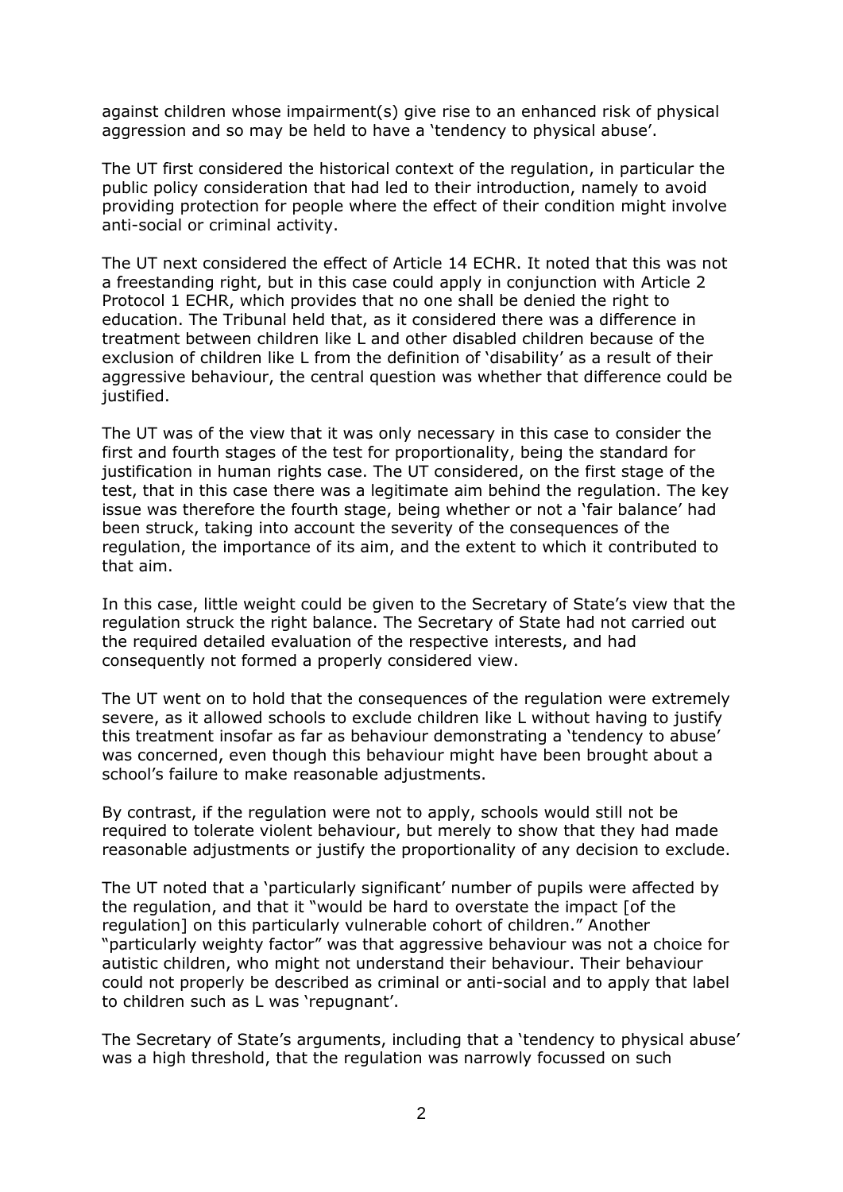against children whose impairment(s) give rise to an enhanced risk of physical aggression and so may be held to have a 'tendency to physical abuse'.

The UT first considered the historical context of the regulation, in particular the public policy consideration that had led to their introduction, namely to avoid providing protection for people where the effect of their condition might involve anti-social or criminal activity.

The UT next considered the effect of Article 14 ECHR. It noted that this was not a freestanding right, but in this case could apply in conjunction with Article 2 Protocol 1 ECHR, which provides that no one shall be denied the right to education. The Tribunal held that, as it considered there was a difference in treatment between children like L and other disabled children because of the exclusion of children like L from the definition of 'disability' as a result of their aggressive behaviour, the central question was whether that difference could be justified.

The UT was of the view that it was only necessary in this case to consider the first and fourth stages of the test for proportionality, being the standard for justification in human rights case. The UT considered, on the first stage of the test, that in this case there was a legitimate aim behind the regulation. The key issue was therefore the fourth stage, being whether or not a 'fair balance' had been struck, taking into account the severity of the consequences of the regulation, the importance of its aim, and the extent to which it contributed to that aim.

In this case, little weight could be given to the Secretary of State's view that the regulation struck the right balance. The Secretary of State had not carried out the required detailed evaluation of the respective interests, and had consequently not formed a properly considered view.

The UT went on to hold that the consequences of the regulation were extremely severe, as it allowed schools to exclude children like L without having to justify this treatment insofar as far as behaviour demonstrating a 'tendency to abuse' was concerned, even though this behaviour might have been brought about a school's failure to make reasonable adjustments.

By contrast, if the regulation were not to apply, schools would still not be required to tolerate violent behaviour, but merely to show that they had made reasonable adjustments or justify the proportionality of any decision to exclude.

The UT noted that a 'particularly significant' number of pupils were affected by the regulation, and that it "would be hard to overstate the impact [of the regulation] on this particularly vulnerable cohort of children." Another "particularly weighty factor" was that aggressive behaviour was not a choice for autistic children, who might not understand their behaviour. Their behaviour could not properly be described as criminal or anti-social and to apply that label to children such as L was 'repugnant'.

The Secretary of State's arguments, including that a 'tendency to physical abuse' was a high threshold, that the regulation was narrowly focussed on such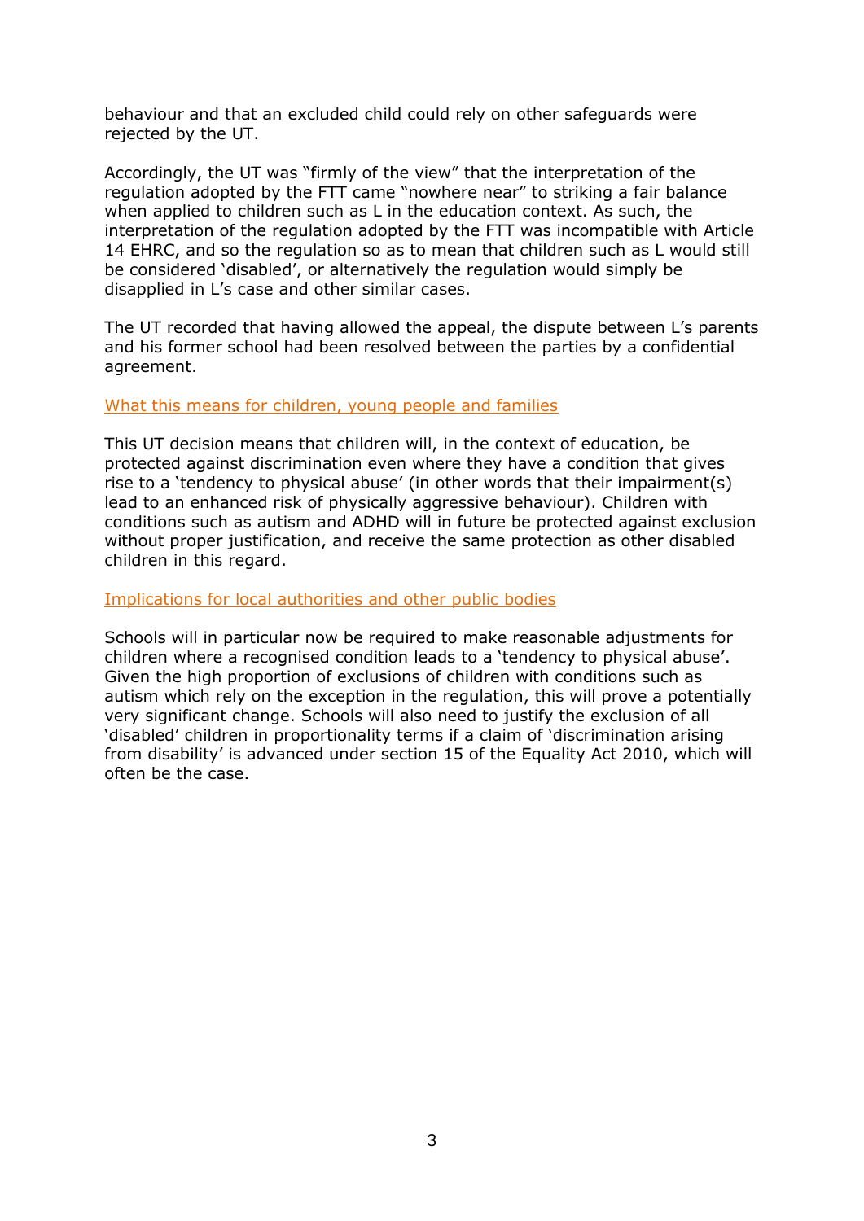behaviour and that an excluded child could rely on other safeguards were rejected by the UT.

Accordingly, the UT was "firmly of the view" that the interpretation of the regulation adopted by the FTT came "nowhere near" to striking a fair balance when applied to children such as L in the education context. As such, the interpretation of the regulation adopted by the FTT was incompatible with Article 14 EHRC, and so the regulation so as to mean that children such as L would still be considered 'disabled', or alternatively the regulation would simply be disapplied in L's case and other similar cases.

The UT recorded that having allowed the appeal, the dispute between L's parents and his former school had been resolved between the parties by a confidential agreement.

## What this means for children, young people and families

This UT decision means that children will, in the context of education, be protected against discrimination even where they have a condition that gives rise to a 'tendency to physical abuse' (in other words that their impairment(s) lead to an enhanced risk of physically aggressive behaviour). Children with conditions such as autism and ADHD will in future be protected against exclusion without proper justification, and receive the same protection as other disabled children in this regard.

## Implications for local authorities and other public bodies

Schools will in particular now be required to make reasonable adjustments for children where a recognised condition leads to a 'tendency to physical abuse'. Given the high proportion of exclusions of children with conditions such as autism which rely on the exception in the regulation, this will prove a potentially very significant change. Schools will also need to justify the exclusion of all 'disabled' children in proportionality terms if a claim of 'discrimination arising from disability' is advanced under section 15 of the Equality Act 2010, which will often be the case.